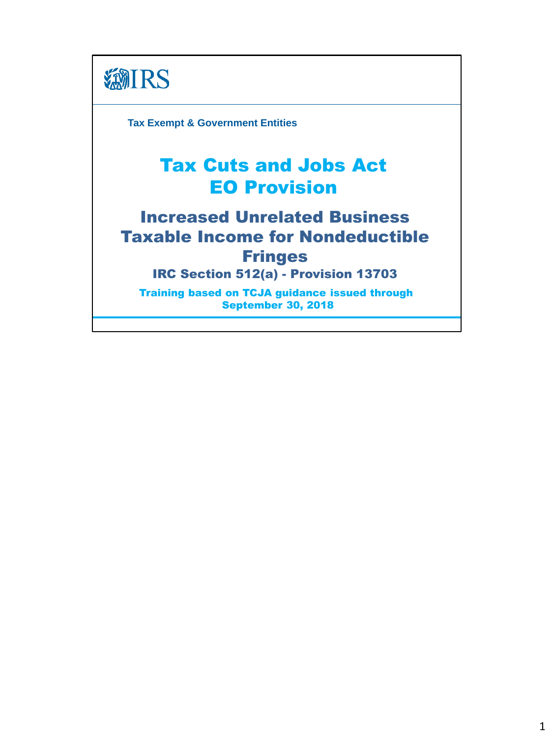IRS

Tax Exempt & Government Entities

# Tax Cuts and Jobs Act
# EO Provision

## Increased Unrelated Business Taxable Income for Nondeductible Fringes

### IRC Section 512(a) - Provision 13703

**Training based on TCJA guidance issued through September 30, 2018**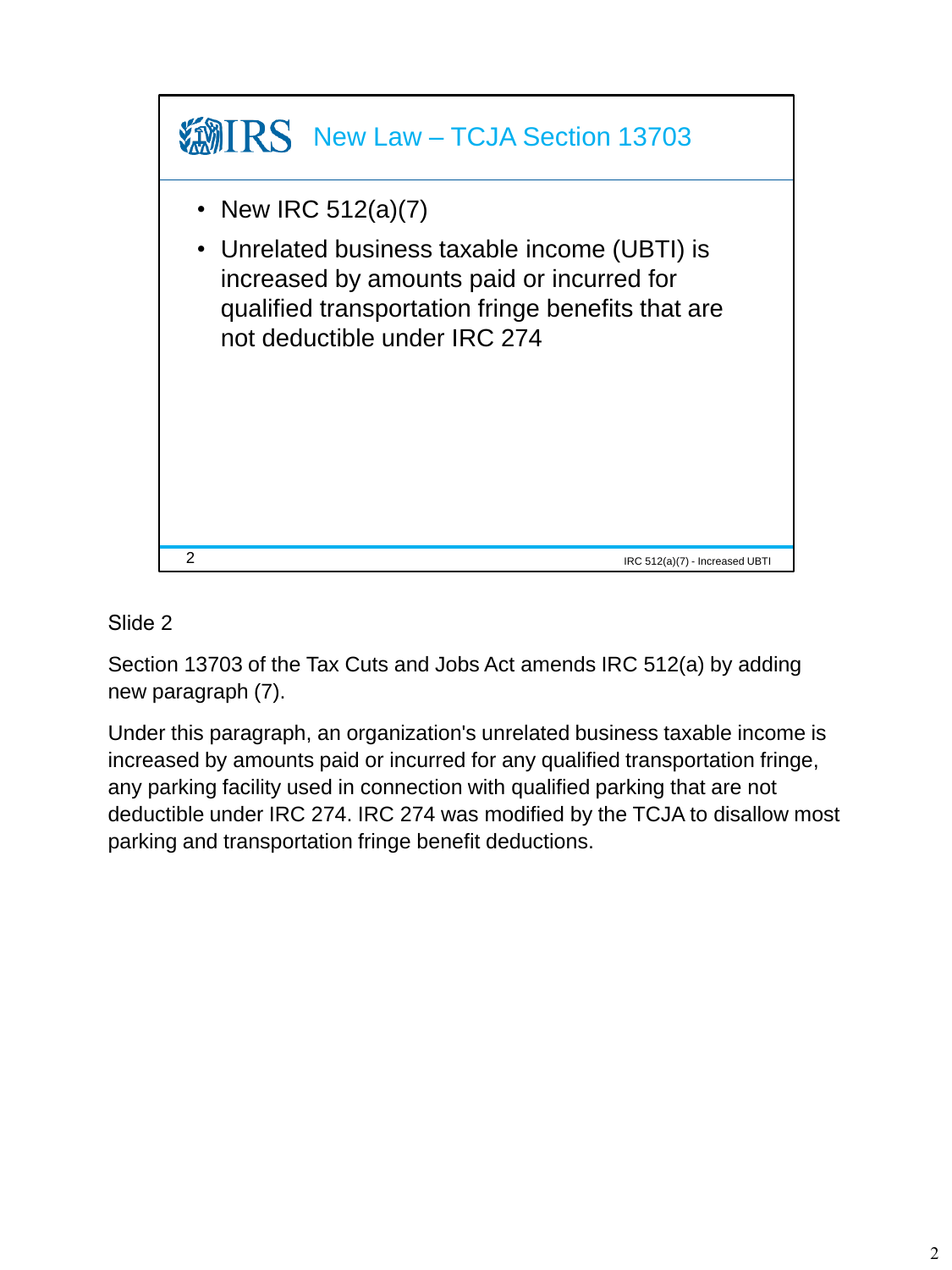## New Law – TCJA Section 13703

- New IRC 512(a)(7)
- Unrelated business taxable income (UBTI) is increased by amounts paid or incurred for qualified transportation fringe benefits that are not deductible under IRC 274

IRC 512(a)(7) - Increased UBTI

Slide 2

Section 13703 of the Tax Cuts and Jobs Act amends IRC 512(a) by adding new paragraph (7).

Under this paragraph, an organization's unrelated business taxable income is increased by amounts paid or incurred for any qualified transportation fringe, any parking facility used in connection with qualified parking that are not deductible under IRC 274. IRC 274 was modified by the TCJA to disallow most parking and transportation fringe benefit deductions.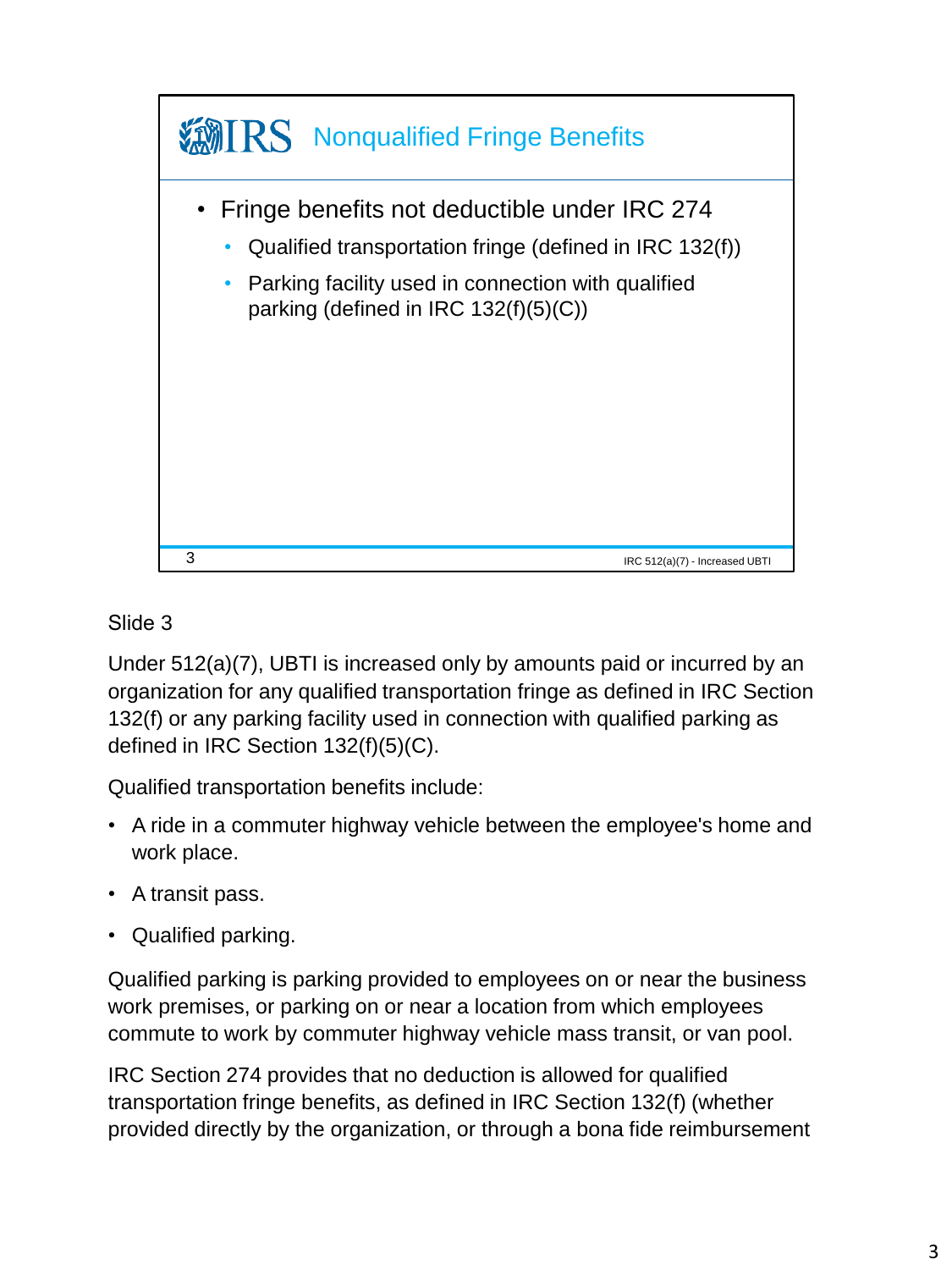## Nonqualified Fringe Benefits

- Fringe benefits not deductible under IRC 274
  - Qualified transportation fringe (defined in IRC 132(f))
  - Parking facility used in connection with qualified parking (defined in IRC 132(f)(5)(C))

IRC 512(a)(7) - Increased UBTI

Slide 3

Under 512(a)(7), UBTI is increased only by amounts paid or incurred by an organization for any qualified transportation fringe as defined in IRC Section 132(f) or any parking facility used in connection with qualified parking as defined in IRC Section 132(f)(5)(C).

Qualified transportation benefits include:

- A ride in a commuter highway vehicle between the employee's home and work place.
- A transit pass.
- Qualified parking.

Qualified parking is parking provided to employees on or near the business work premises, or parking on or near a location from which employees commute to work by commuter highway vehicle mass transit, or van pool.

IRC Section 274 provides that no deduction is allowed for qualified transportation fringe benefits, as defined in IRC Section 132(f) (whether provided directly by the organization, or through a bona fide reimbursement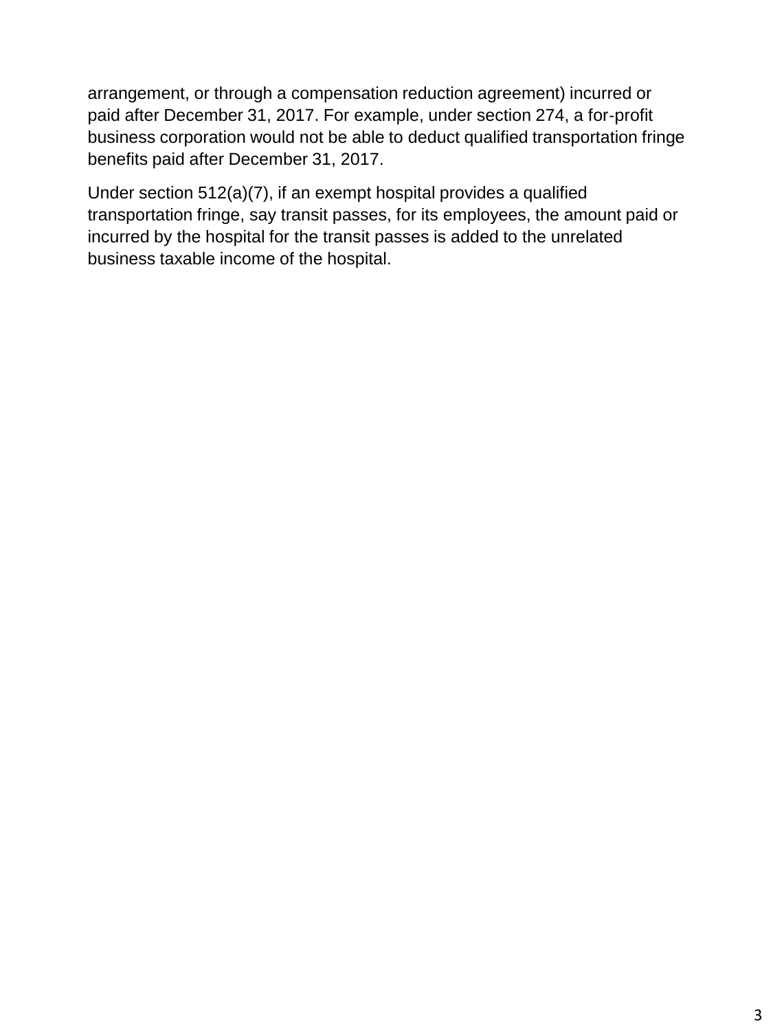arrangement, or through a compensation reduction agreement) incurred or paid after December 31, 2017. For example, under section 274, a for-profit business corporation would not be able to deduct qualified transportation fringe benefits paid after December 31, 2017.

Under section 512(a)(7), if an exempt hospital provides a qualified transportation fringe, say transit passes, for its employees, the amount paid or incurred by the hospital for the transit passes is added to the unrelated business taxable income of the hospital.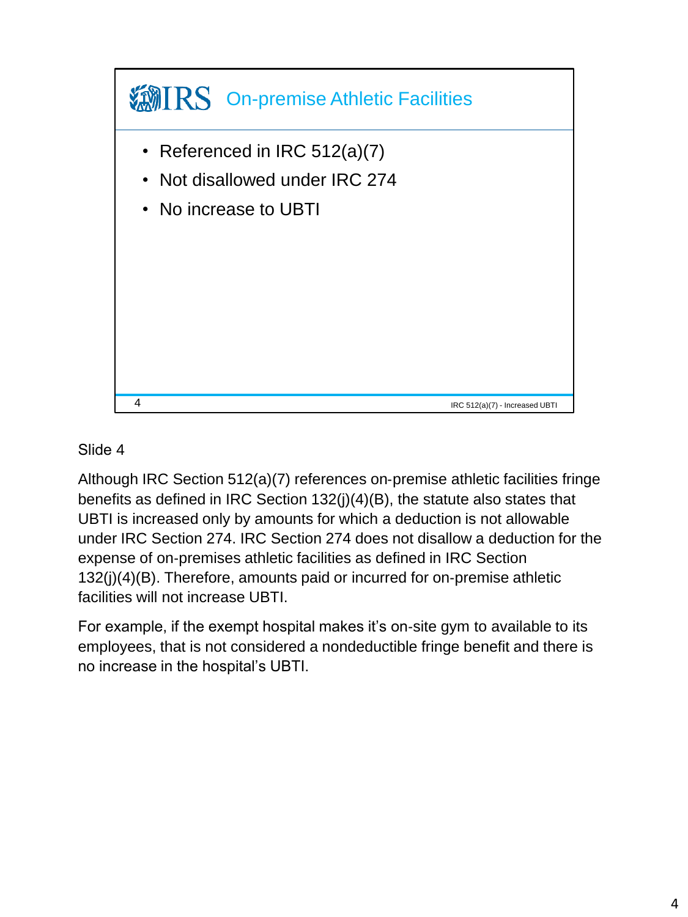## On-premise Athletic Facilities

- Referenced in IRC 512(a)(7)
- Not disallowed under IRC 274
- No increase to UBTI

IRC 512(a)(7) - Increased UBTI

Slide 4

Although IRC Section 512(a)(7) references on-premise athletic facilities fringe benefits as defined in IRC Section 132(j)(4)(B), the statute also states that UBTI is increased only by amounts for which a deduction is not allowable under IRC Section 274. IRC Section 274 does not disallow a deduction for the expense of on-premises athletic facilities as defined in IRC Section 132(j)(4)(B). Therefore, amounts paid or incurred for on-premise athletic facilities will not increase UBTI.

For example, if the exempt hospital makes it's on-site gym to available to its employees, that is not considered a nondeductible fringe benefit and there is no increase in the hospital's UBTI.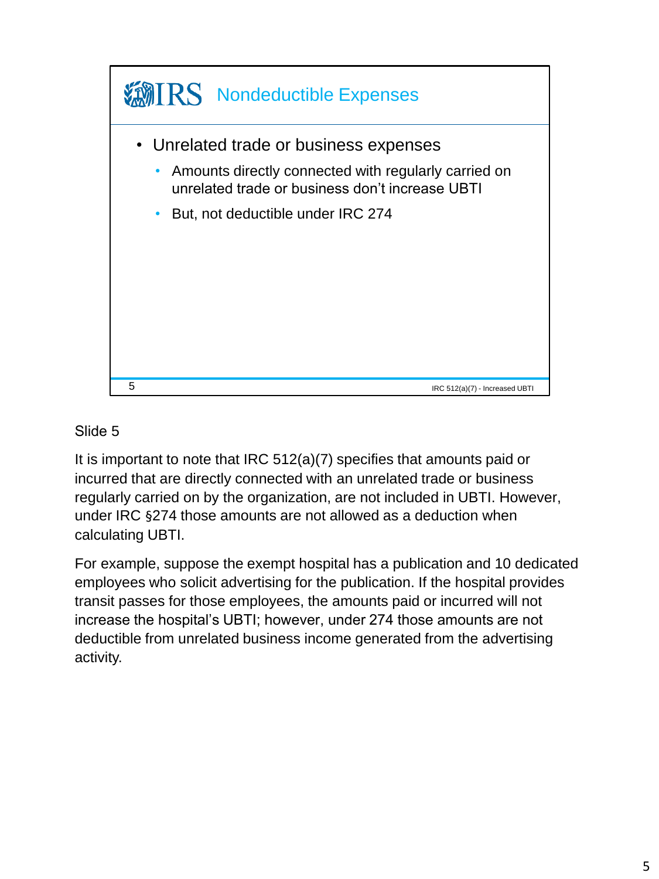## Nondeductible Expenses

- Unrelated trade or business expenses
  - Amounts directly connected with regularly carried on unrelated trade or business don't increase UBTI
  - But, not deductible under IRC 274

IRC 512(a)(7) - Increased UBTI

Slide 5

It is important to note that IRC 512(a)(7) specifies that amounts paid or incurred that are directly connected with an unrelated trade or business regularly carried on by the organization, are not included in UBTI. However, under IRC §274 those amounts are not allowed as a deduction when calculating UBTI.

For example, suppose the exempt hospital has a publication and 10 dedicated employees who solicit advertising for the publication. If the hospital provides transit passes for those employees, the amounts paid or incurred will not increase the hospital's UBTI; however, under 274 those amounts are not deductible from unrelated business income generated from the advertising activity.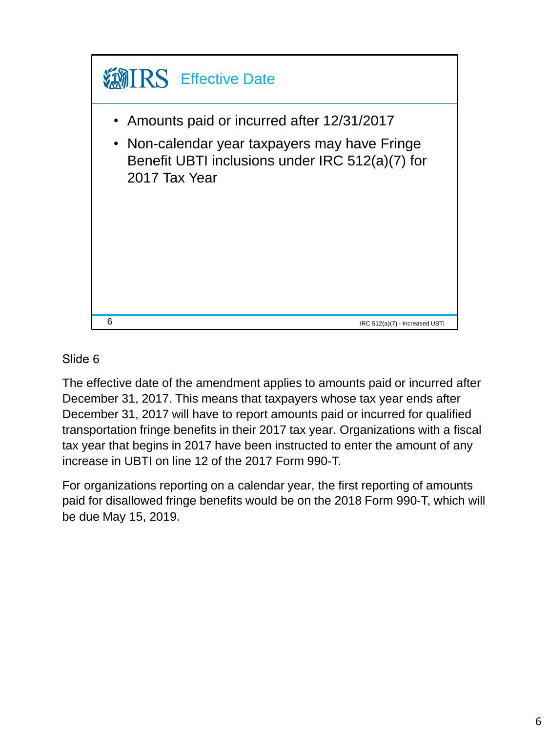## Effective Date

- Amounts paid or incurred after 12/31/2017
- Non-calendar year taxpayers may have Fringe Benefit UBTI inclusions under IRC 512(a)(7) for 2017 Tax Year

Slide 6

The effective date of the amendment applies to amounts paid or incurred after December 31, 2017. This means that taxpayers whose tax year ends after December 31, 2017 will have to report amounts paid or incurred for qualified transportation fringe benefits in their 2017 tax year. Organizations with a fiscal tax year that begins in 2017 have been instructed to enter the amount of any increase in UBTI on line 12 of the 2017 Form 990-T.

For organizations reporting on a calendar year, the first reporting of amounts paid for disallowed fringe benefits would be on the 2018 Form 990-T, which will be due May 15, 2019.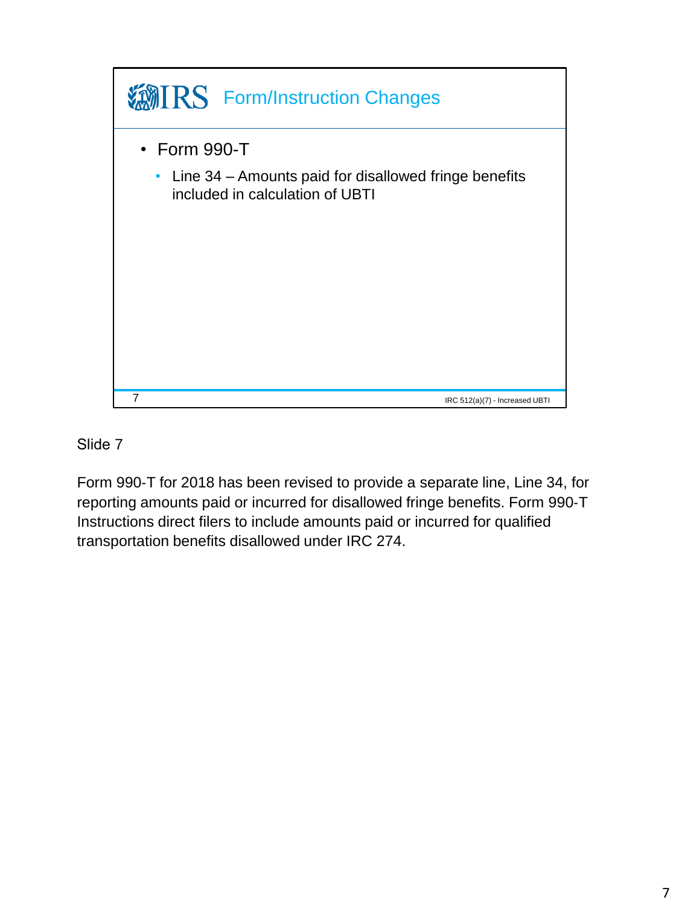## Form/Instruction Changes

- Form 990-T
  - Line 34 – Amounts paid for disallowed fringe benefits included in calculation of UBTI

IRC 512(a)(7) - Increased UBTI

Slide 7

Form 990-T for 2018 has been revised to provide a separate line, Line 34, for reporting amounts paid or incurred for disallowed fringe benefits. Form 990-T Instructions direct filers to include amounts paid or incurred for qualified transportation benefits disallowed under IRC 274.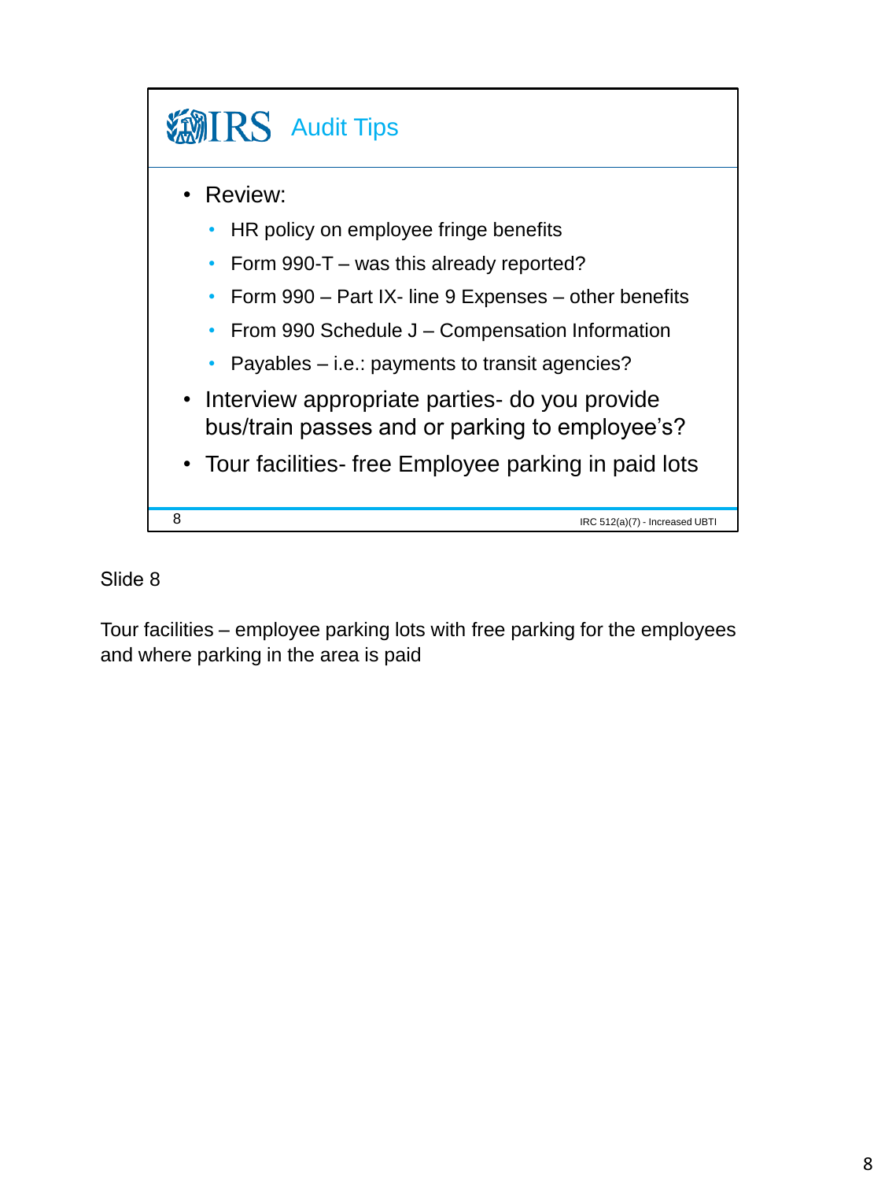## IRS Audit Tips

- Review:
  - HR policy on employee fringe benefits
  - Form 990-T – was this already reported?
  - Form 990 – Part IX- line 9 Expenses – other benefits
  - From 990 Schedule J – Compensation Information
  - Payables – i.e.: payments to transit agencies?
- Interview appropriate parties- do you provide bus/train passes and or parking to employee's?
- Tour facilities- free Employee parking in paid lots

8 IRC 512(a)(7) - Increased UBTI

Slide 8

Tour facilities – employee parking lots with free parking for the employees and where parking in the area is paid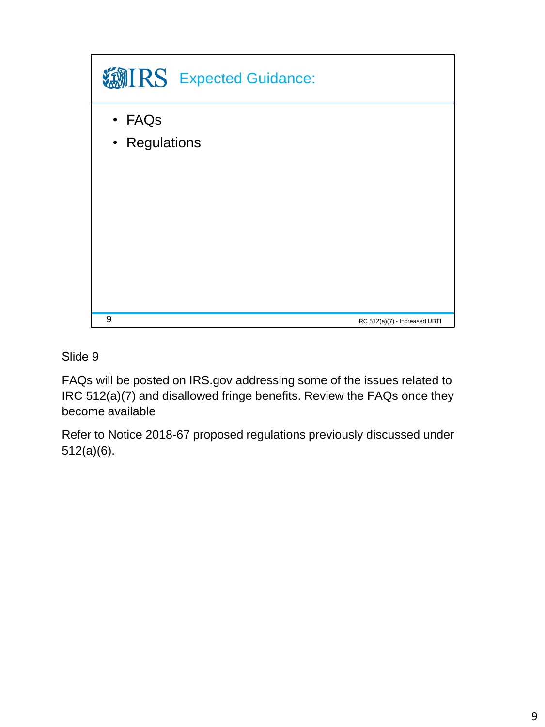## Expected Guidance:

- FAQs
- Regulations

IRC 512(a)(7) - Increased UBTI

Slide 9

FAQs will be posted on IRS.gov addressing some of the issues related to IRC 512(a)(7) and disallowed fringe benefits. Review the FAQs once they become available

Refer to Notice 2018-67 proposed regulations previously discussed under 512(a)(6).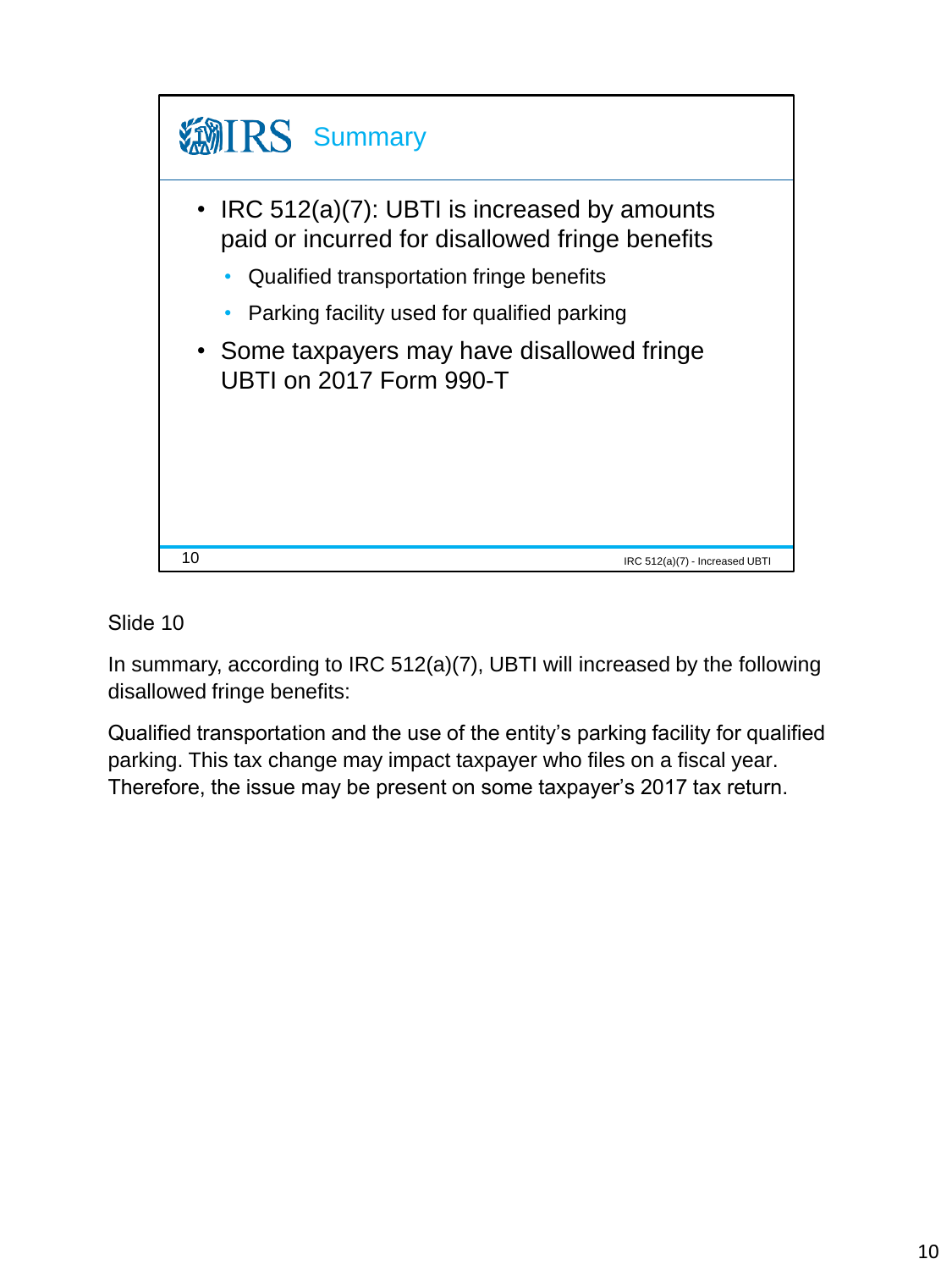## Summary

- IRC 512(a)(7): UBTI is increased by amounts paid or incurred for disallowed fringe benefits
  - Qualified transportation fringe benefits
  - Parking facility used for qualified parking
- Some taxpayers may have disallowed fringe UBTI on 2017 Form 990-T

Slide 10

In summary, according to IRC 512(a)(7), UBTI will increased by the following disallowed fringe benefits:

Qualified transportation and the use of the entity's parking facility for qualified parking. This tax change may impact taxpayer who files on a fiscal year. Therefore, the issue may be present on some taxpayer's 2017 tax return.